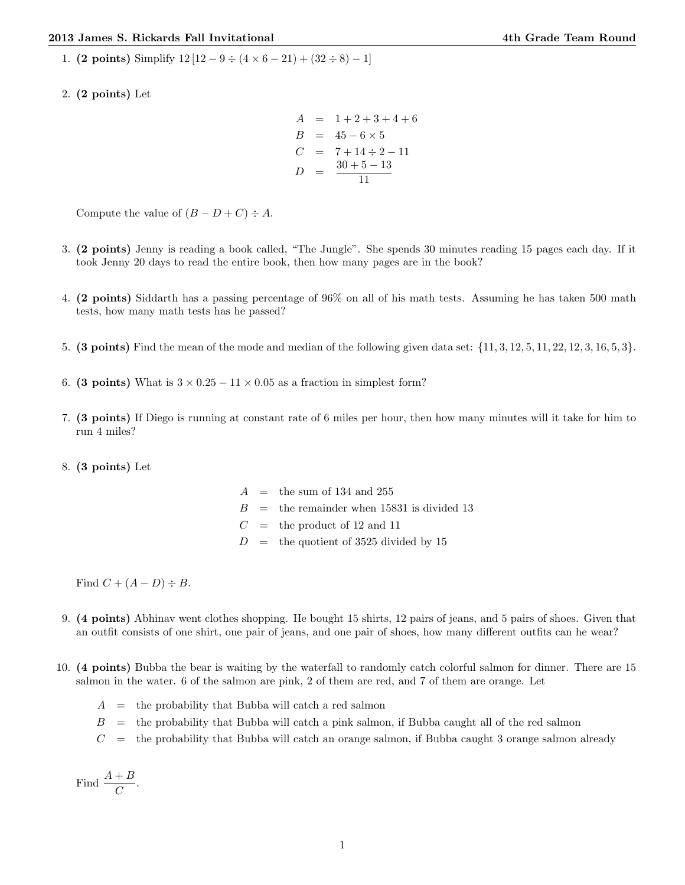1. **(2 points)** Simplify $12\,[12 - 9 \div (4 \times 6 - 21) + (32 \div 8) - 1]$

2. **(2 points)** Let

$$\begin{aligned} A &= 1 + 2 + 3 + 4 + 6 \\ B &= 45 - 6 \times 5 \\ C &= 7 + 14 \div 2 - 11 \\ D &= \frac{30 + 5 - 13}{11} \end{aligned}$$

Compute the value of $(B - D + C) \div A$.

3. **(2 points)** Jenny is reading a book called, "The Jungle". She spends 30 minutes reading 15 pages each day. If it took Jenny 20 days to read the entire book, then how many pages are in the book?

4. **(2 points)** Siddarth has a passing percentage of 96% on all of his math tests. Assuming he has taken 500 math tests, how many math tests has he passed?

5. **(3 points)** Find the mean of the mode and median of the following given data set: $\{11, 3, 12, 5, 11, 22, 12, 3, 16, 5, 3\}$.

6. **(3 points)** What is $3 \times 0.25 - 11 \times 0.05$ as a fraction in simplest form?

7. **(3 points)** If Diego is running at constant rate of 6 miles per hour, then how many minutes will it take for him to run 4 miles?

8. **(3 points)** Let

$$\begin{aligned} A &= \text{the sum of 134 and 255} \\ B &= \text{the remainder when 15831 is divided 13} \\ C &= \text{the product of 12 and 11} \\ D &= \text{the quotient of 3525 divided by 15} \end{aligned}$$

Find $C + (A - D) \div B$.

9. **(4 points)** Abhinav went clothes shopping. He bought 15 shirts, 12 pairs of jeans, and 5 pairs of shoes. Given that an outfit consists of one shirt, one pair of jeans, and one pair of shoes, how many different outfits can he wear?

10. **(4 points)** Bubba the bear is waiting by the waterfall to randomly catch colorful salmon for dinner. There are 15 salmon in the water. 6 of the salmon are pink, 2 of them are red, and 7 of them are orange. Let

$A$ = the probability that Bubba will catch a red salmon

$B$ = the probability that Bubba will catch a pink salmon, if Bubba caught all of the red salmon

$C$ = the probability that Bubba will catch an orange salmon, if Bubba caught 3 orange salmon already

Find $\dfrac{A + B}{C}$.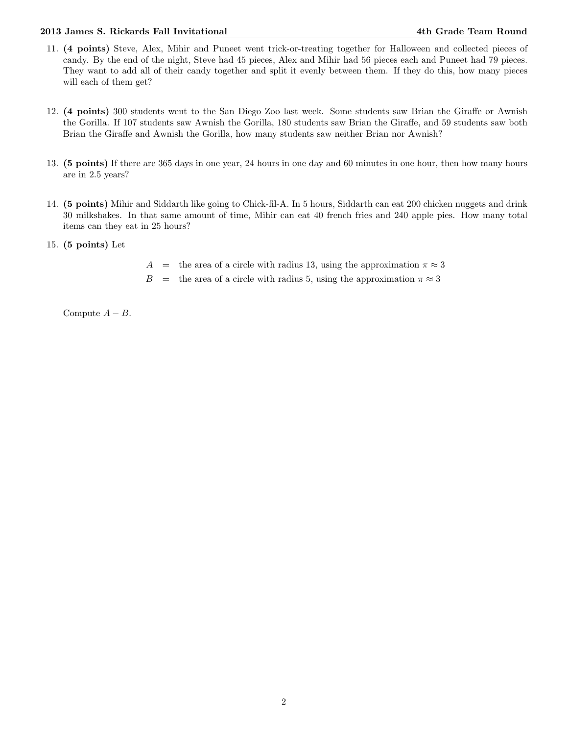11. **(4 points)** Steve, Alex, Mihir and Puneet went trick-or-treating together for Halloween and collected pieces of candy. By the end of the night, Steve had 45 pieces, Alex and Mihir had 56 pieces each and Puneet had 79 pieces. They want to add all of their candy together and split it evenly between them. If they do this, how many pieces will each of them get?

12. **(4 points)** 300 students went to the San Diego Zoo last week. Some students saw Brian the Giraffe or Awnish the Gorilla. If 107 students saw Awnish the Gorilla, 180 students saw Brian the Giraffe, and 59 students saw both Brian the Giraffe and Awnish the Gorilla, how many students saw neither Brian nor Awnish?

13. **(5 points)** If there are 365 days in one year, 24 hours in one day and 60 minutes in one hour, then how many hours are in 2.5 years?

14. **(5 points)** Mihir and Siddarth like going to Chick-fil-A. In 5 hours, Siddarth can eat 200 chicken nuggets and drink 30 milkshakes. In that same amount of time, Mihir can eat 40 french fries and 240 apple pies. How many total items can they eat in 25 hours?

15. **(5 points)** Let

$$
\begin{aligned}
A &= \text{the area of a circle with radius 13, using the approximation } \pi \approx 3 \\
B &= \text{the area of a circle with radius 5, using the approximation } \pi \approx 3
\end{aligned}
$$

Compute $A - B$.